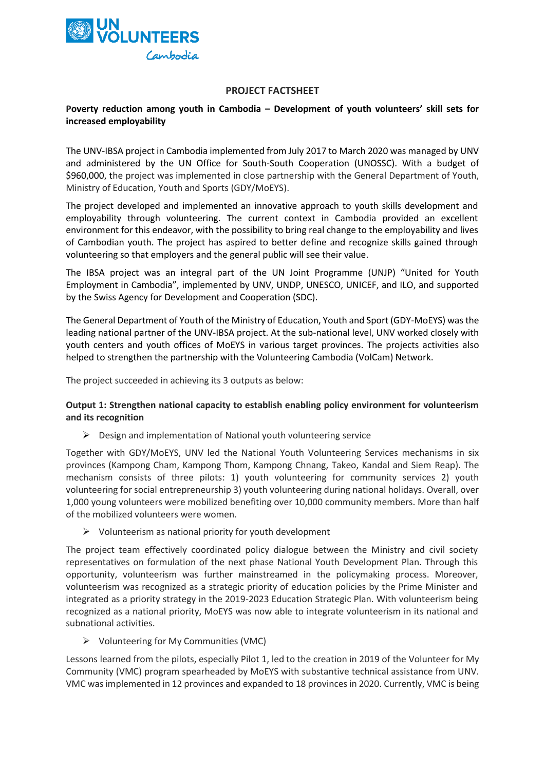# PROJECT FACTSHEET

## Poverty reduction among youth in Cambodia – Development of youth volunteers' skill sets for increased employability

The UNV-IBSA project in Cambodia implemented from July 2017 to March 2020 was managed by UNV and administered by the UN Office for South-South Cooperation (UNOSSC). With a budget of $960,000, the project was implemented in close partnership with the General Department of Youth, Ministry of Education, Youth and Sports (GDY/MoEYS).

The project developed and implemented an innovative approach to youth skills development and employability through volunteering. The current context in Cambodia provided an excellent environment for this endeavor, with the possibility to bring real change to the employability and lives of Cambodian youth. The project has aspired to better define and recognize skills gained through volunteering so that employers and the general public will see their value.

The IBSA project was an integral part of the UN Joint Programme (UNJP) "United for Youth Employment in Cambodia", implemented by UNV, UNDP, UNESCO, UNICEF, and ILO, and supported by the Swiss Agency for Development and Cooperation (SDC).

The General Department of Youth of the Ministry of Education, Youth and Sport (GDY-MoEYS) was the leading national partner of the UNV-IBSA project. At the sub-national level, UNV worked closely with youth centers and youth offices of MoEYS in various target provinces. The projects activities also helped to strengthen the partnership with the Volunteering Cambodia (VolCam) Network.

The project succeeded in achieving its 3 outputs as below:

### Output 1: Strengthen national capacity to establish enabling policy environment for volunteerism and its recognition

- Design and implementation of National youth volunteering service

Together with GDY/MoEYS, UNV led the National Youth Volunteering Services mechanisms in six provinces (Kampong Cham, Kampong Thom, Kampong Chnang, Takeo, Kandal and Siem Reap). The mechanism consists of three pilots: 1) youth volunteering for community services 2) youth volunteering for social entrepreneurship 3) youth volunteering during national holidays. Overall, over 1,000 young volunteers were mobilized benefiting over 10,000 community members. More than half of the mobilized volunteers were women.

- Volunteerism as national priority for youth development

The project team effectively coordinated policy dialogue between the Ministry and civil society representatives on formulation of the next phase National Youth Development Plan. Through this opportunity, volunteerism was further mainstreamed in the policymaking process. Moreover, volunteerism was recognized as a strategic priority of education policies by the Prime Minister and integrated as a priority strategy in the 2019-2023 Education Strategic Plan. With volunteerism being recognized as a national priority, MoEYS was now able to integrate volunteerism in its national and subnational activities.

- Volunteering for My Communities (VMC)

Lessons learned from the pilots, especially Pilot 1, led to the creation in 2019 of the Volunteer for My Community (VMC) program spearheaded by MoEYS with substantive technical assistance from UNV. VMC was implemented in 12 provinces and expanded to 18 provinces in 2020. Currently, VMC is being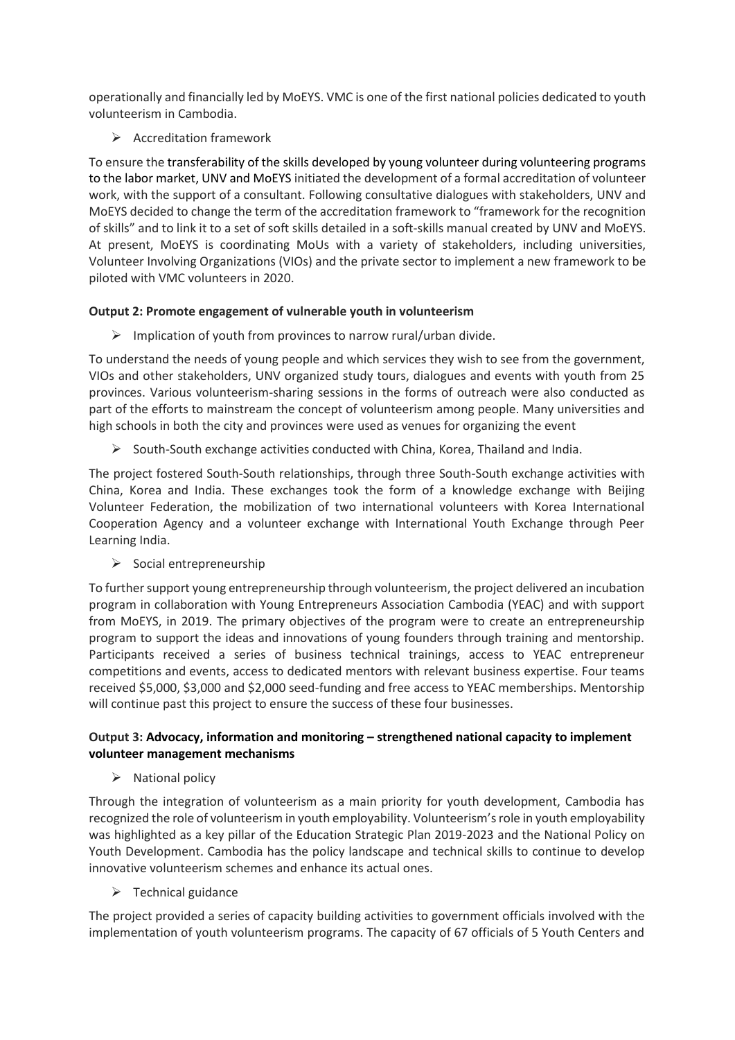operationally and financially led by MoEYS. VMC is one of the first national policies dedicated to youth volunteerism in Cambodia.

- Accreditation framework

To ensure the transferability of the skills developed by young volunteer during volunteering programs to the labor market, UNV and MoEYS initiated the development of a formal accreditation of volunteer work, with the support of a consultant. Following consultative dialogues with stakeholders, UNV and MoEYS decided to change the term of the accreditation framework to "framework for the recognition of skills" and to link it to a set of soft skills detailed in a soft-skills manual created by UNV and MoEYS. At present, MoEYS is coordinating MoUs with a variety of stakeholders, including universities, Volunteer Involving Organizations (VIOs) and the private sector to implement a new framework to be piloted with VMC volunteers in 2020.

**Output 2: Promote engagement of vulnerable youth in volunteerism**

- Implication of youth from provinces to narrow rural/urban divide.

To understand the needs of young people and which services they wish to see from the government, VIOs and other stakeholders, UNV organized study tours, dialogues and events with youth from 25 provinces. Various volunteerism-sharing sessions in the forms of outreach were also conducted as part of the efforts to mainstream the concept of volunteerism among people. Many universities and high schools in both the city and provinces were used as venues for organizing the event

- South-South exchange activities conducted with China, Korea, Thailand and India.

The project fostered South-South relationships, through three South-South exchange activities with China, Korea and India. These exchanges took the form of a knowledge exchange with Beijing Volunteer Federation, the mobilization of two international volunteers with Korea International Cooperation Agency and a volunteer exchange with International Youth Exchange through Peer Learning India.

- Social entrepreneurship

To further support young entrepreneurship through volunteerism, the project delivered an incubation program in collaboration with Young Entrepreneurs Association Cambodia (YEAC) and with support from MoEYS, in 2019. The primary objectives of the program were to create an entrepreneurship program to support the ideas and innovations of young founders through training and mentorship. Participants received a series of business technical trainings, access to YEAC entrepreneur competitions and events, access to dedicated mentors with relevant business expertise. Four teams received $5,000, $3,000 and $2,000 seed-funding and free access to YEAC memberships. Mentorship will continue past this project to ensure the success of these four businesses.

**Output 3: Advocacy, information and monitoring – strengthened national capacity to implement volunteer management mechanisms**

- National policy

Through the integration of volunteerism as a main priority for youth development, Cambodia has recognized the role of volunteerism in youth employability. Volunteerism's role in youth employability was highlighted as a key pillar of the Education Strategic Plan 2019-2023 and the National Policy on Youth Development. Cambodia has the policy landscape and technical skills to continue to develop innovative volunteerism schemes and enhance its actual ones.

- Technical guidance

The project provided a series of capacity building activities to government officials involved with the implementation of youth volunteerism programs. The capacity of 67 officials of 5 Youth Centers and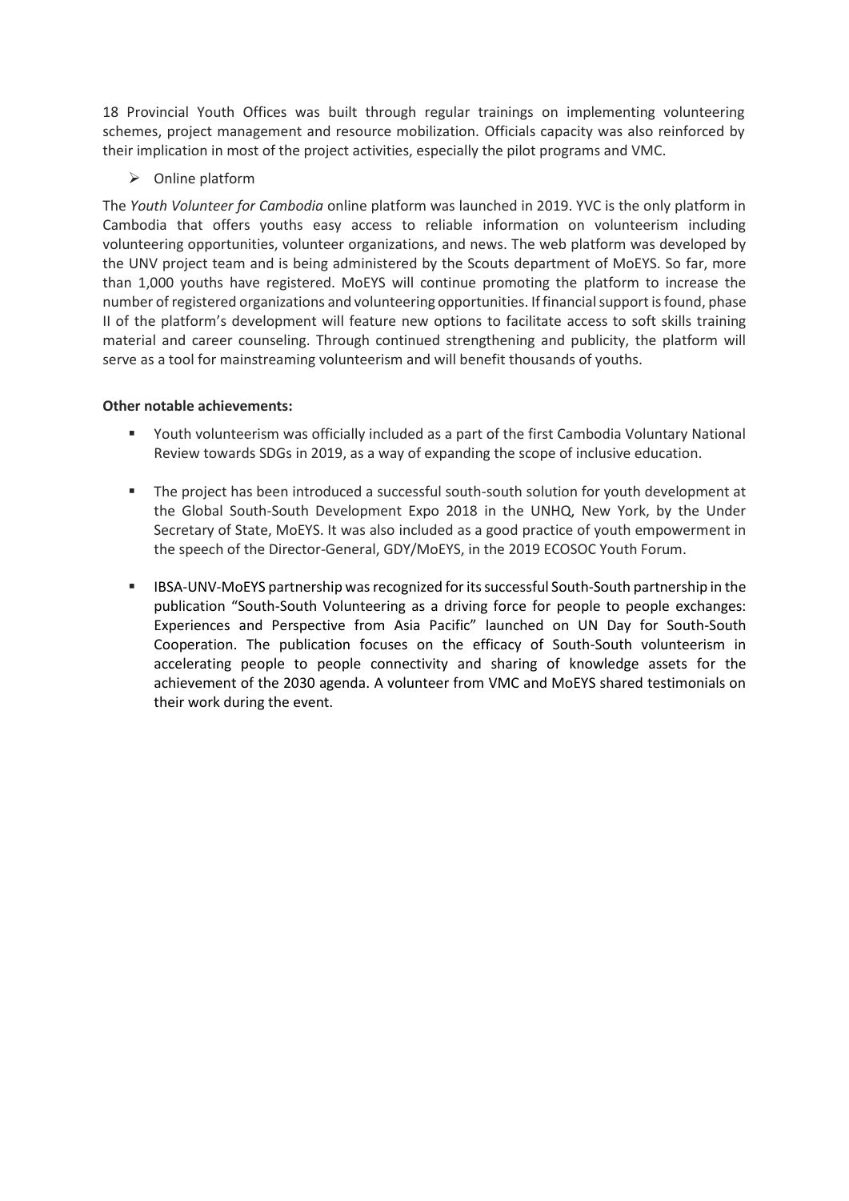18 Provincial Youth Offices was built through regular trainings on implementing volunteering schemes, project management and resource mobilization. Officials capacity was also reinforced by their implication in most of the project activities, especially the pilot programs and VMC.

- Online platform

The *Youth Volunteer for Cambodia* online platform was launched in 2019. YVC is the only platform in Cambodia that offers youths easy access to reliable information on volunteerism including volunteering opportunities, volunteer organizations, and news. The web platform was developed by the UNV project team and is being administered by the Scouts department of MoEYS. So far, more than 1,000 youths have registered. MoEYS will continue promoting the platform to increase the number of registered organizations and volunteering opportunities. If financial support is found, phase II of the platform's development will feature new options to facilitate access to soft skills training material and career counseling. Through continued strengthening and publicity, the platform will serve as a tool for mainstreaming volunteerism and will benefit thousands of youths.

**Other notable achievements:**

- Youth volunteerism was officially included as a part of the first Cambodia Voluntary National Review towards SDGs in 2019, as a way of expanding the scope of inclusive education.

- The project has been introduced a successful south-south solution for youth development at the Global South-South Development Expo 2018 in the UNHQ, New York, by the Under Secretary of State, MoEYS. It was also included as a good practice of youth empowerment in the speech of the Director-General, GDY/MoEYS, in the 2019 ECOSOC Youth Forum.

- IBSA-UNV-MoEYS partnership was recognized for its successful South-South partnership in the publication "South-South Volunteering as a driving force for people to people exchanges: Experiences and Perspective from Asia Pacific" launched on UN Day for South-South Cooperation. The publication focuses on the efficacy of South-South volunteerism in accelerating people to people connectivity and sharing of knowledge assets for the achievement of the 2030 agenda. A volunteer from VMC and MoEYS shared testimonials on their work during the event.